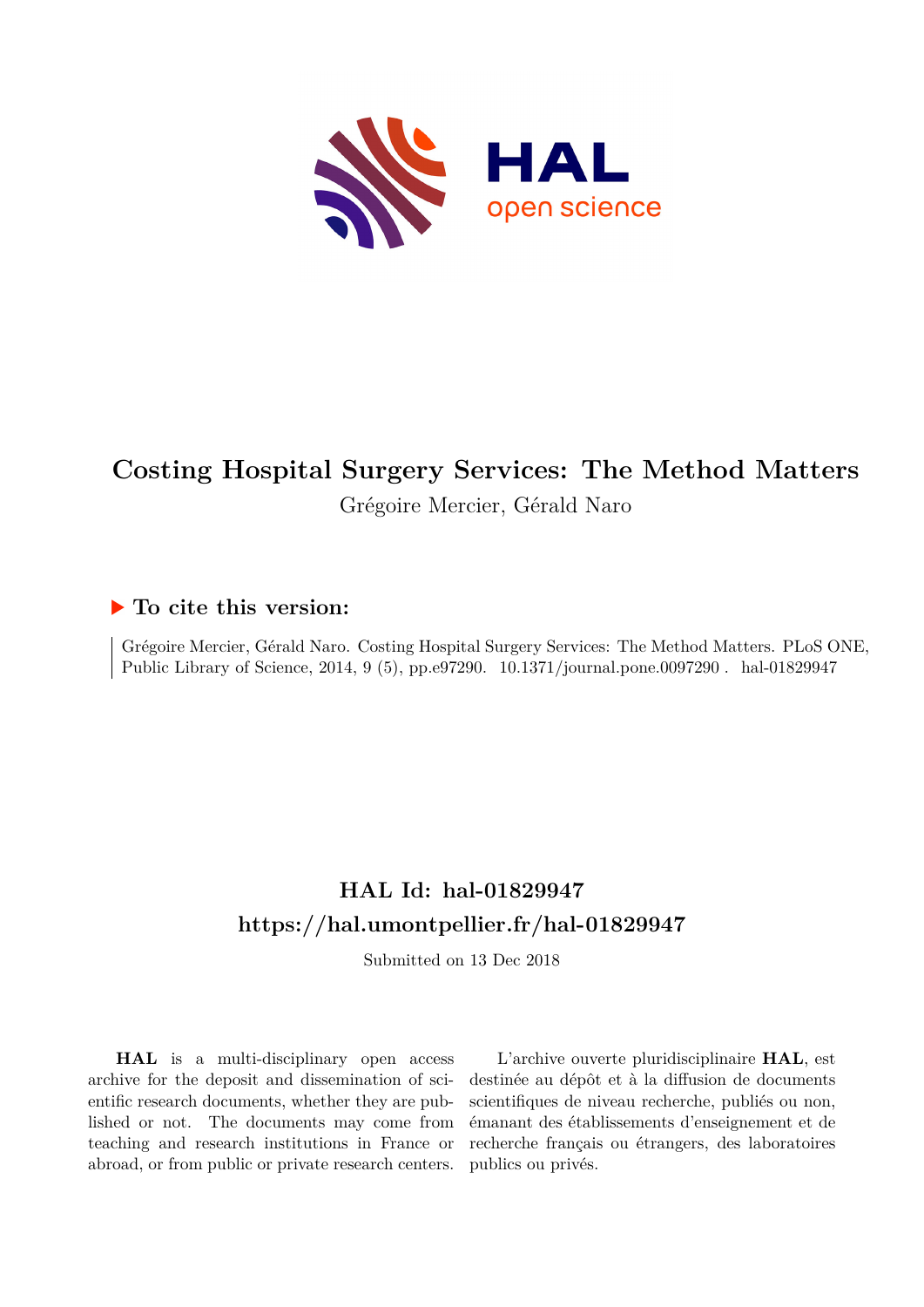# Costing Hospital Surgery Services: The Method Matters

Grégoire Mercier, Gérald Naro

## ▶ To cite this version:

Grégoire Mercier, Gérald Naro. Costing Hospital Surgery Services: The Method Matters. PLoS ONE, Public Library of Science, 2014, 9 (5), pp.e97290. 10.1371/journal.pone.0097290 . hal-01829947

## HAL Id: hal-01829947

## https://hal.umontpellier.fr/hal-01829947

Submitted on 13 Dec 2018

**HAL** is a multi-disciplinary open access archive for the deposit and dissemination of scientific research documents, whether they are published or not. The documents may come from teaching and research institutions in France or abroad, or from public or private research centers.

L'archive ouverte pluridisciplinaire **HAL**, est destinée au dépôt et à la diffusion de documents scientifiques de niveau recherche, publiés ou non, émanant des établissements d'enseignement et de recherche français ou étrangers, des laboratoires publics ou privés.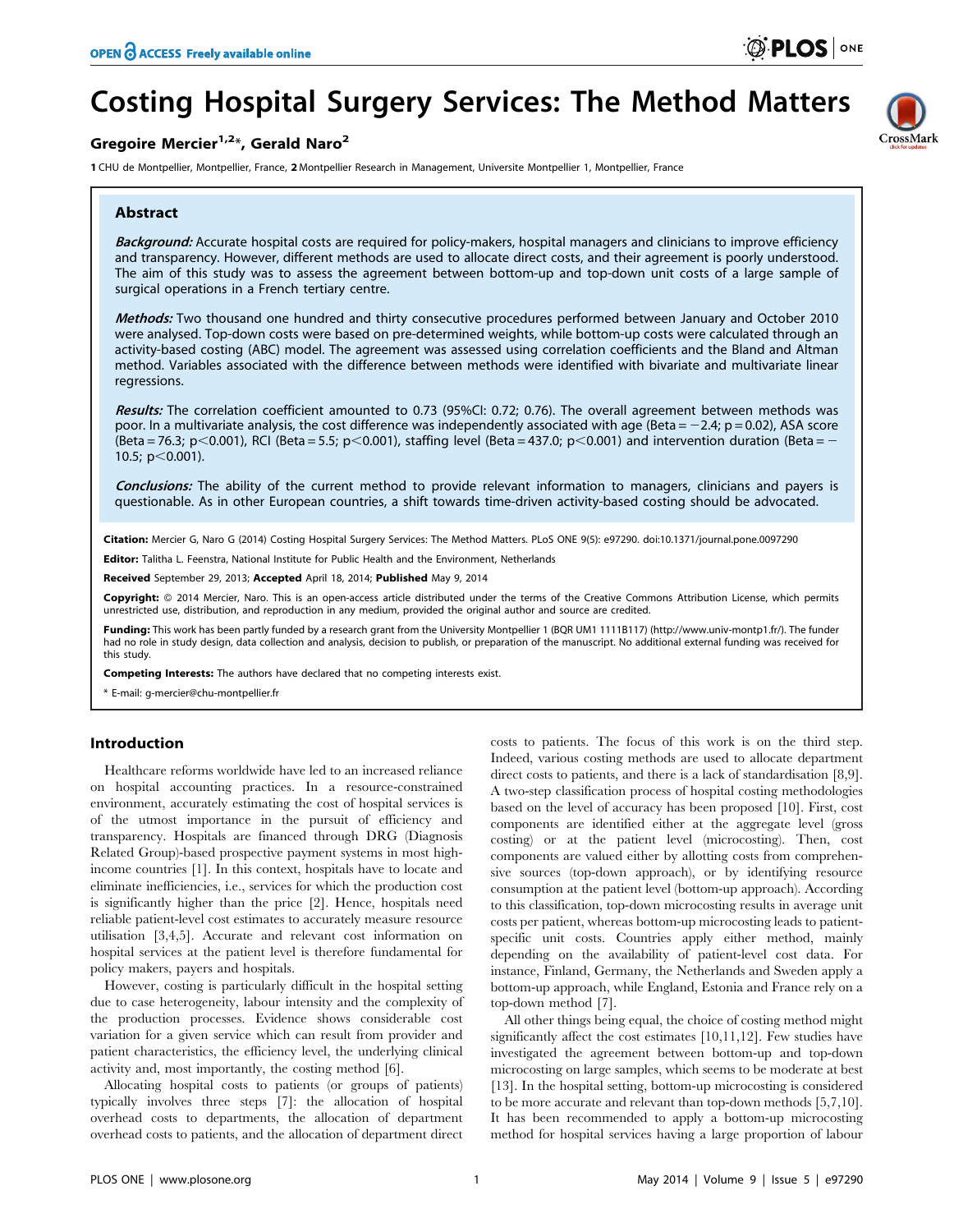# Costing Hospital Surgery Services: The Method Matters

**Gregoire Mercier[1,2]*, Gerald Naro[2]**

1 CHU de Montpellier, Montpellier, France, 2 Montpellier Research in Management, Universite Montpellier 1, Montpellier, France

## Abstract

***Background:*** Accurate hospital costs are required for policy-makers, hospital managers and clinicians to improve efficiency and transparency. However, different methods are used to allocate direct costs, and their agreement is poorly understood. The aim of this study was to assess the agreement between bottom-up and top-down unit costs of a large sample of surgical operations in a French tertiary centre.

***Methods:*** Two thousand one hundred and thirty consecutive procedures performed between January and October 2010 were analysed. Top-down costs were based on pre-determined weights, while bottom-up costs were calculated through an activity-based costing (ABC) model. The agreement was assessed using correlation coefficients and the Bland and Altman method. Variables associated with the difference between methods were identified with bivariate and multivariate linear regressions.

***Results:*** The correlation coefficient amounted to 0.73 (95%CI: 0.72; 0.76). The overall agreement between methods was poor. In a multivariate analysis, the cost difference was independently associated with age (Beta = −2.4; p = 0.02), ASA score (Beta = 76.3; p<0.001), RCI (Beta = 5.5; p<0.001), staffing level (Beta = 437.0; p<0.001) and intervention duration (Beta = −10.5; p<0.001).

***Conclusions:*** The ability of the current method to provide relevant information to managers, clinicians and payers is questionable. As in other European countries, a shift towards time-driven activity-based costing should be advocated.

**Citation:** Mercier G, Naro G (2014) Costing Hospital Surgery Services: The Method Matters. PLoS ONE 9(5): e97290. doi:10.1371/journal.pone.0097290

**Editor:** Talitha L. Feenstra, National Institute for Public Health and the Environment, Netherlands

**Received** September 29, 2013; **Accepted** April 18, 2014; **Published** May 9, 2014

**Copyright:** © 2014 Mercier, Naro. This is an open-access article distributed under the terms of the Creative Commons Attribution License, which permits unrestricted use, distribution, and reproduction in any medium, provided the original author and source are credited.

**Funding:** This work has been partly funded by a research grant from the University Montpellier 1 (BQR UM1 1111B117) (http://www.univ-montp1.fr/). The funder had no role in study design, data collection and analysis, decision to publish, or preparation of the manuscript. No additional external funding was received for this study.

**Competing Interests:** The authors have declared that no competing interests exist.

* E-mail: g-mercier@chu-montpellier.fr

## Introduction

Healthcare reforms worldwide have led to an increased reliance on hospital accounting practices. In a resource-constrained environment, accurately estimating the cost of hospital services is of the utmost importance in the pursuit of efficiency and transparency. Hospitals are financed through DRG (Diagnosis Related Group)-based prospective payment systems in most high-income countries [1]. In this context, hospitals have to locate and eliminate inefficiencies, i.e., services for which the production cost is significantly higher than the price [2]. Hence, hospitals need reliable patient-level cost estimates to accurately measure resource utilisation [3,4,5]. Accurate and relevant cost information on hospital services at the patient level is therefore fundamental for policy makers, payers and hospitals.

However, costing is particularly difficult in the hospital setting due to case heterogeneity, labour intensity and the complexity of the production processes. Evidence shows considerable cost variation for a given service which can result from provider and patient characteristics, the efficiency level, the underlying clinical activity and, most importantly, the costing method [6].

Allocating hospital costs to patients (or groups of patients) typically involves three steps [7]: the allocation of hospital overhead costs to departments, the allocation of department overhead costs to patients, and the allocation of department direct costs to patients. The focus of this work is on the third step. Indeed, various costing methods are used to allocate department direct costs to patients, and there is a lack of standardisation [8,9]. A two-step classification process of hospital costing methodologies based on the level of accuracy has been proposed [10]. First, cost components are identified either at the aggregate level (gross costing) or at the patient level (microcosting). Then, cost components are valued either by allotting costs from comprehensive sources (top-down approach), or by identifying resource consumption at the patient level (bottom-up approach). According to this classification, top-down microcosting results in average unit costs per patient, whereas bottom-up microcosting leads to patient-specific unit costs. Countries apply either method, mainly depending on the availability of patient-level cost data. For instance, Finland, Germany, the Netherlands and Sweden apply a bottom-up approach, while England, Estonia and France rely on a top-down method [7].

All other things being equal, the choice of costing method might significantly affect the cost estimates [10,11,12]. Few studies have investigated the agreement between bottom-up and top-down microcosting on large samples, which seems to be moderate at best [13]. In the hospital setting, bottom-up microcosting is considered to be more accurate and relevant than top-down methods [5,7,10]. It has been recommended to apply a bottom-up microcosting method for hospital services having a large proportion of labour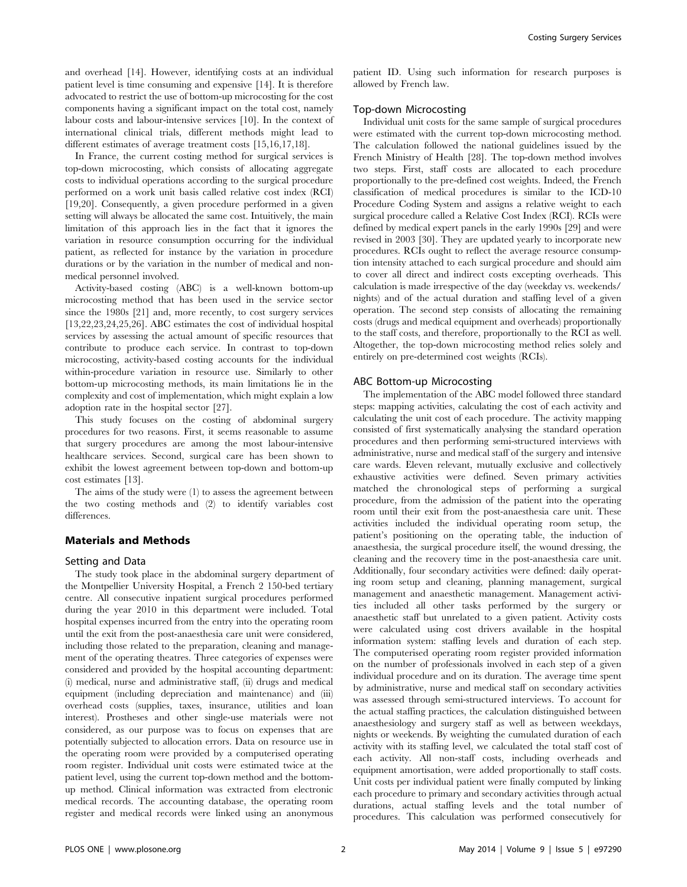and overhead [14]. However, identifying costs at an individual patient level is time consuming and expensive [14]. It is therefore advocated to restrict the use of bottom-up microcosting for the cost components having a significant impact on the total cost, namely labour costs and labour-intensive services [10]. In the context of international clinical trials, different methods might lead to different estimates of average treatment costs [15,16,17,18].

In France, the current costing method for surgical services is top-down microcosting, which consists of allocating aggregate costs to individual operations according to the surgical procedure performed on a work unit basis called relative cost index (RCI) [19,20]. Consequently, a given procedure performed in a given setting will always be allocated the same cost. Intuitively, the main limitation of this approach lies in the fact that it ignores the variation in resource consumption occurring for the individual patient, as reflected for instance by the variation in procedure durations or by the variation in the number of medical and non-medical personnel involved.

Activity-based costing (ABC) is a well-known bottom-up microcosting method that has been used in the service sector since the 1980s [21] and, more recently, to cost surgery services [13,22,23,24,25,26]. ABC estimates the cost of individual hospital services by assessing the actual amount of specific resources that contribute to produce each service. In contrast to top-down microcosting, activity-based costing accounts for the individual within-procedure variation in resource use. Similarly to other bottom-up microcosting methods, its main limitations lie in the complexity and cost of implementation, which might explain a low adoption rate in the hospital sector [27].

This study focuses on the costing of abdominal surgery procedures for two reasons. First, it seems reasonable to assume that surgery procedures are among the most labour-intensive healthcare services. Second, surgical care has been shown to exhibit the lowest agreement between top-down and bottom-up cost estimates [13].

The aims of the study were (1) to assess the agreement between the two costing methods and (2) to identify variables cost differences.

## Materials and Methods

### Setting and Data

The study took place in the abdominal surgery department of the Montpellier University Hospital, a French 2 150-bed tertiary centre. All consecutive inpatient surgical procedures performed during the year 2010 in this department were included. Total hospital expenses incurred from the entry into the operating room until the exit from the post-anaesthesia care unit were considered, including those related to the preparation, cleaning and management of the operating theatres. Three categories of expenses were considered and provided by the hospital accounting department: (i) medical, nurse and administrative staff, (ii) drugs and medical equipment (including depreciation and maintenance) and (iii) overhead costs (supplies, taxes, insurance, utilities and loan interest). Prostheses and other single-use materials were not considered, as our purpose was to focus on expenses that are potentially subjected to allocation errors. Data on resource use in the operating room were provided by a computerised operating room register. Individual unit costs were estimated twice at the patient level, using the current top-down method and the bottom-up method. Clinical information was extracted from electronic medical records. The accounting database, the operating room register and medical records were linked using an anonymous patient ID. Using such information for research purposes is allowed by French law.

### Top-down Microcosting

Individual unit costs for the same sample of surgical procedures were estimated with the current top-down microcosting method. The calculation followed the national guidelines issued by the French Ministry of Health [28]. The top-down method involves two steps. First, staff costs are allocated to each procedure proportionally to the pre-defined cost weights. Indeed, the French classification of medical procedures is similar to the ICD-10 Procedure Coding System and assigns a relative weight to each surgical procedure called a Relative Cost Index (RCI). RCIs were defined by medical expert panels in the early 1990s [29] and were revised in 2003 [30]. They are updated yearly to incorporate new procedures. RCIs ought to reflect the average resource consumption intensity attached to each surgical procedure and should aim to cover all direct and indirect costs excepting overheads. This calculation is made irrespective of the day (weekday vs. weekends/nights) and of the actual duration and staffing level of a given operation. The second step consists of allocating the remaining costs (drugs and medical equipment and overheads) proportionally to the staff costs, and therefore, proportionally to the RCI as well. Altogether, the top-down microcosting method relies solely and entirely on pre-determined cost weights (RCIs).

### ABC Bottom-up Microcosting

The implementation of the ABC model followed three standard steps: mapping activities, calculating the cost of each activity and calculating the unit cost of each procedure. The activity mapping consisted of first systematically analysing the standard operation procedures and then performing semi-structured interviews with administrative, nurse and medical staff of the surgery and intensive care wards. Eleven relevant, mutually exclusive and collectively exhaustive activities were defined. Seven primary activities matched the chronological steps of performing a surgical procedure, from the admission of the patient into the operating room until their exit from the post-anaesthesia care unit. These activities included the individual operating room setup, the patient's positioning on the operating table, the induction of anaesthesia, the surgical procedure itself, the wound dressing, the cleaning and the recovery time in the post-anaesthesia care unit. Additionally, four secondary activities were defined: daily operating room setup and cleaning, planning management, surgical management and anaesthetic management. Management activities included all other tasks performed by the surgery or anaesthetic staff but unrelated to a given patient. Activity costs were calculated using cost drivers available in the hospital information system: staffing levels and duration of each step. The computerised operating room register provided information on the number of professionals involved in each step of a given individual procedure and on its duration. The average time spent by administrative, nurse and medical staff on secondary activities was assessed through semi-structured interviews. To account for the actual staffing practices, the calculation distinguished between anaesthesiology and surgery staff as well as between weekdays, nights or weekends. By weighting the cumulated duration of each activity with its staffing level, we calculated the total staff cost of each activity. All non-staff costs, including overheads and equipment amortisation, were added proportionally to staff costs. Unit costs per individual patient were finally computed by linking each procedure to primary and secondary activities through actual durations, actual staffing levels and the total number of procedures. This calculation was performed consecutively for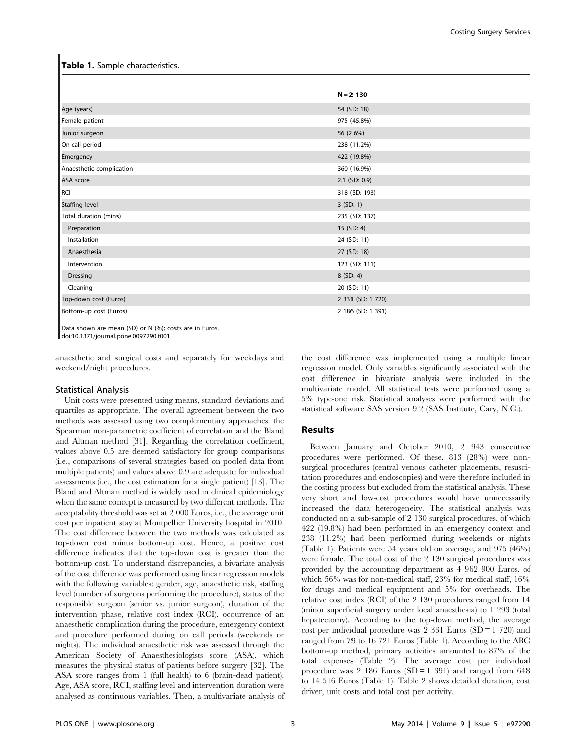**Table 1.** Sample characteristics.

| | N = 2 130 |
|---|---|
| Age (years) | 54 (SD: 18) |
| Female patient | 975 (45.8%) |
| Junior surgeon | 56 (2.6%) |
| On-call period | 238 (11.2%) |
| Emergency | 422 (19.8%) |
| Anaesthetic complication | 360 (16.9%) |
| ASA score | 2.1 (SD: 0.9) |
| RCI | 318 (SD: 193) |
| Staffing level | 3 (SD: 1) |
| Total duration (mins) | 235 (SD: 137) |
| Preparation | 15 (SD: 4) |
| Installation | 24 (SD: 11) |
| Anaesthesia | 27 (SD: 18) |
| Intervention | 123 (SD: 111) |
| Dressing | 8 (SD: 4) |
| Cleaning | 20 (SD: 11) |
| Top-down cost (Euros) | 2 331 (SD: 1 720) |
| Bottom-up cost (Euros) | 2 186 (SD: 1 391) |

Data shown are mean (SD) or N (%); costs are in Euros.
doi:10.1371/journal.pone.0097290.t001

anaesthetic and surgical costs and separately for weekdays and weekend/night procedures.

### Statistical Analysis

Unit costs were presented using means, standard deviations and quartiles as appropriate. The overall agreement between the two methods was assessed using two complementary approaches: the Spearman non-parametric coefficient of correlation and the Bland and Altman method [31]. Regarding the correlation coefficient, values above 0.5 are deemed satisfactory for group comparisons (i.e., comparisons of several strategies based on pooled data from multiple patients) and values above 0.9 are adequate for individual assessments (i.e., the cost estimation for a single patient) [13]. The Bland and Altman method is widely used in clinical epidemiology when the same concept is measured by two different methods. The acceptability threshold was set at 2 000 Euros, i.e., the average unit cost per inpatient stay at Montpellier University hospital in 2010. The cost difference between the two methods was calculated as top-down cost minus bottom-up cost. Hence, a positive cost difference indicates that the top-down cost is greater than the bottom-up cost. To understand discrepancies, a bivariate analysis of the cost difference was performed using linear regression models with the following variables: gender, age, anaesthetic risk, staffing level (number of surgeons performing the procedure), status of the responsible surgeon (senior vs. junior surgeon), duration of the intervention phase, relative cost index (RCI), occurrence of an anaesthetic complication during the procedure, emergency context and procedure performed during on call periods (weekends or nights). The individual anaesthetic risk was assessed through the American Society of Anaesthesiologists score (ASA), which measures the physical status of patients before surgery [32]. The ASA score ranges from 1 (full health) to 6 (brain-dead patient). Age, ASA score, RCI, staffing level and intervention duration were analysed as continuous variables. Then, a multivariate analysis of the cost difference was implemented using a multiple linear regression model. Only variables significantly associated with the cost difference in bivariate analysis were included in the multivariate model. All statistical tests were performed using a 5% type-one risk. Statistical analyses were performed with the statistical software SAS version 9.2 (SAS Institute, Cary, N.C.).

## Results

Between January and October 2010, 2 943 consecutive procedures were performed. Of these, 813 (28%) were non-surgical procedures (central venous catheter placements, resuscitation procedures and endoscopies) and were therefore included in the costing process but excluded from the statistical analysis. These very short and low-cost procedures would have unnecessarily increased the data heterogeneity. The statistical analysis was conducted on a sub-sample of 2 130 surgical procedures, of which 422 (19.8%) had been performed in an emergency context and 238 (11.2%) had been performed during weekends or nights (Table 1). Patients were 54 years old on average, and 975 (46%) were female. The total cost of the 2 130 surgical procedures was provided by the accounting department as 4 962 900 Euros, of which 56% was for non-medical staff, 23% for medical staff, 16% for drugs and medical equipment and 5% for overheads. The relative cost index (RCI) of the 2 130 procedures ranged from 14 (minor superficial surgery under local anaesthesia) to 1 293 (total hepatectomy). According to the top-down method, the average cost per individual procedure was 2 331 Euros (SD = 1 720) and ranged from 79 to 16 721 Euros (Table 1). According to the ABC bottom-up method, primary activities amounted to 87% of the total expenses (Table 2). The average cost per individual procedure was 2 186 Euros (SD = 1 391) and ranged from 648 to 14 516 Euros (Table 1). Table 2 shows detailed duration, cost driver, unit costs and total cost per activity.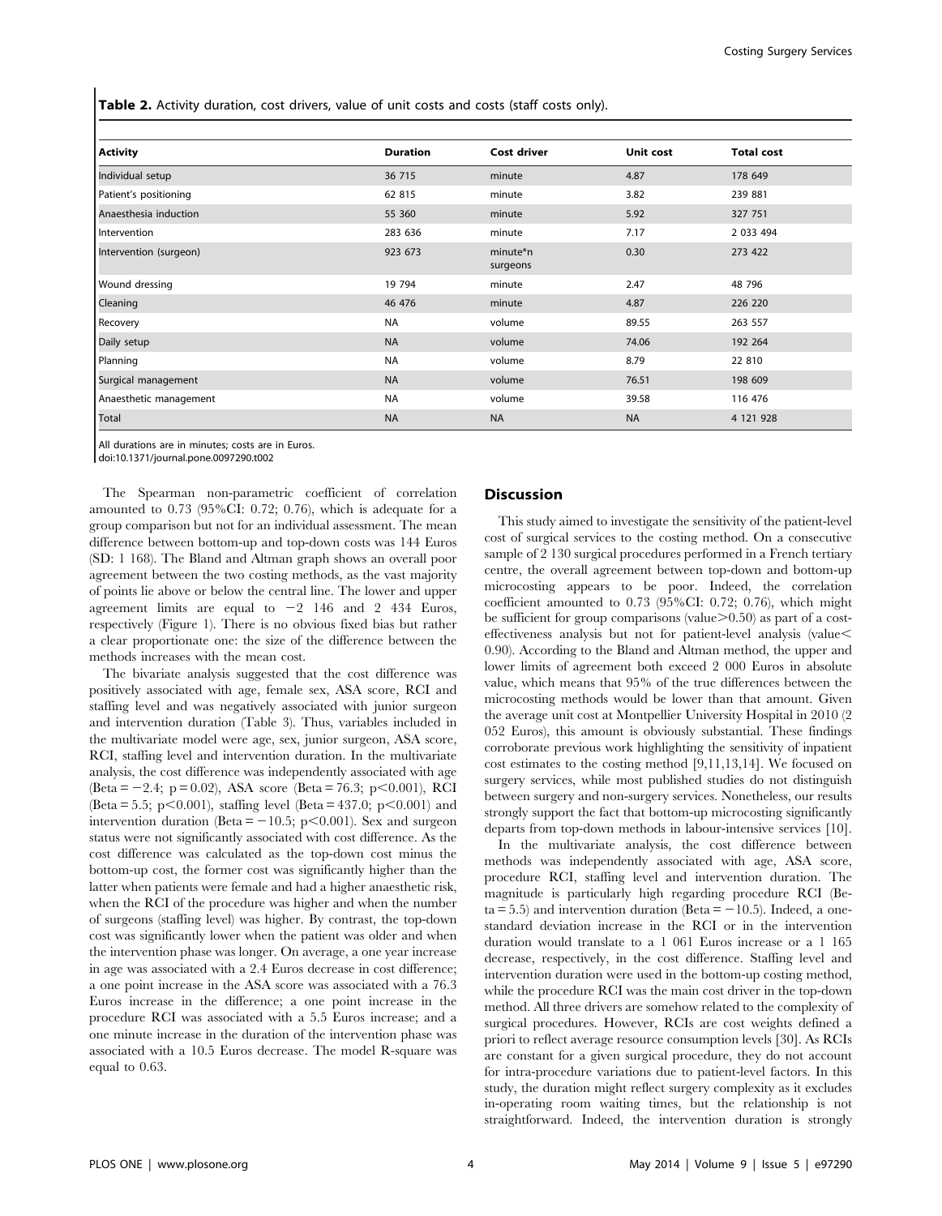**Table 2.** Activity duration, cost drivers, value of unit costs and costs (staff costs only).

| Activity | Duration | Cost driver | Unit cost | Total cost |
|---|---|---|---|---|
| Individual setup | 36 715 | minute | 4.87 | 178 649 |
| Patient's positioning | 62 815 | minute | 3.82 | 239 881 |
| Anaesthesia induction | 55 360 | minute | 5.92 | 327 751 |
| Intervention | 283 636 | minute | 7.17 | 2 033 494 |
| Intervention (surgeon) | 923 673 | minute*n surgeons | 0.30 | 273 422 |
| Wound dressing | 19 794 | minute | 2.47 | 48 796 |
| Cleaning | 46 476 | minute | 4.87 | 226 220 |
| Recovery | NA | volume | 89.55 | 263 557 |
| Daily setup | NA | volume | 74.06 | 192 264 |
| Planning | NA | volume | 8.79 | 22 810 |
| Surgical management | NA | volume | 76.51 | 198 609 |
| Anaesthetic management | NA | volume | 39.58 | 116 476 |
| Total | NA | NA | NA | 4 121 928 |

All durations are in minutes; costs are in Euros.
doi:10.1371/journal.pone.0097290.t002

The Spearman non-parametric coefficient of correlation amounted to 0.73 (95%CI: 0.72; 0.76), which is adequate for a group comparison but not for an individual assessment. The mean difference between bottom-up and top-down costs was 144 Euros (SD: 1 168). The Bland and Altman graph shows an overall poor agreement between the two costing methods, as the vast majority of points lie above or below the central line. The lower and upper agreement limits are equal to $-2$ 146 and 2 434 Euros, respectively (Figure 1). There is no obvious fixed bias but rather a clear proportionate one: the size of the difference between the methods increases with the mean cost.

The bivariate analysis suggested that the cost difference was positively associated with age, female sex, ASA score, RCI and staffing level and was negatively associated with junior surgeon and intervention duration (Table 3). Thus, variables included in the multivariate model were age, sex, junior surgeon, ASA score, RCI, staffing level and intervention duration. In the multivariate analysis, the cost difference was independently associated with age (Beta = $-2.4$; $p = 0.02$), ASA score (Beta = 76.3; $p<0.001$), RCI (Beta = 5.5; $p<0.001$), staffing level (Beta = 437.0; $p<0.001$) and intervention duration (Beta = $-10.5$; $p<0.001$). Sex and surgeon status were not significantly associated with cost difference. As the cost difference was calculated as the top-down cost minus the bottom-up cost, the former cost was significantly higher than the latter when patients were female and had a higher anaesthetic risk, when the RCI of the procedure was higher and when the number of surgeons (staffing level) was higher. By contrast, the top-down cost was significantly lower when the patient was older and when the intervention phase was longer. On average, a one year increase in age was associated with a 2.4 Euros decrease in cost difference; a one point increase in the ASA score was associated with a 76.3 Euros increase in the difference; a one point increase in the procedure RCI was associated with a 5.5 Euros increase; and a one minute increase in the duration of the intervention phase was associated with a 10.5 Euros decrease. The model R-square was equal to 0.63.

## Discussion

This study aimed to investigate the sensitivity of the patient-level cost of surgical services to the costing method. On a consecutive sample of 2 130 surgical procedures performed in a French tertiary centre, the overall agreement between top-down and bottom-up microcosting appears to be poor. Indeed, the correlation coefficient amounted to 0.73 (95%CI: 0.72; 0.76), which might be sufficient for group comparisons (value>0.50) as part of a cost-effectiveness analysis but not for patient-level analysis (value< 0.90). According to the Bland and Altman method, the upper and lower limits of agreement both exceed 2 000 Euros in absolute value, which means that 95% of the true differences between the microcosting methods would be lower than that amount. Given the average unit cost at Montpellier University Hospital in 2010 (2 052 Euros), this amount is obviously substantial. These findings corroborate previous work highlighting the sensitivity of inpatient cost estimates to the costing method [9,11,13,14]. We focused on surgery services, while most published studies do not distinguish between surgery and non-surgery services. Nonetheless, our results strongly support the fact that bottom-up microcosting significantly departs from top-down methods in labour-intensive services [10].

In the multivariate analysis, the cost difference between methods was independently associated with age, ASA score, procedure RCI, staffing level and intervention duration. The magnitude is particularly high regarding procedure RCI (Beta = 5.5) and intervention duration (Beta = $-10.5$). Indeed, a one-standard deviation increase in the RCI or in the intervention duration would translate to a 1 061 Euros increase or a 1 165 decrease, respectively, in the cost difference. Staffing level and intervention duration were used in the bottom-up costing method, while the procedure RCI was the main cost driver in the top-down method. All three drivers are somehow related to the complexity of surgical procedures. However, RCIs are cost weights defined a priori to reflect average resource consumption levels [30]. As RCIs are constant for a given surgical procedure, they do not account for intra-procedure variations due to patient-level factors. In this study, the duration might reflect surgery complexity as it excludes in-operating room waiting times, but the relationship is not straightforward. Indeed, the intervention duration is strongly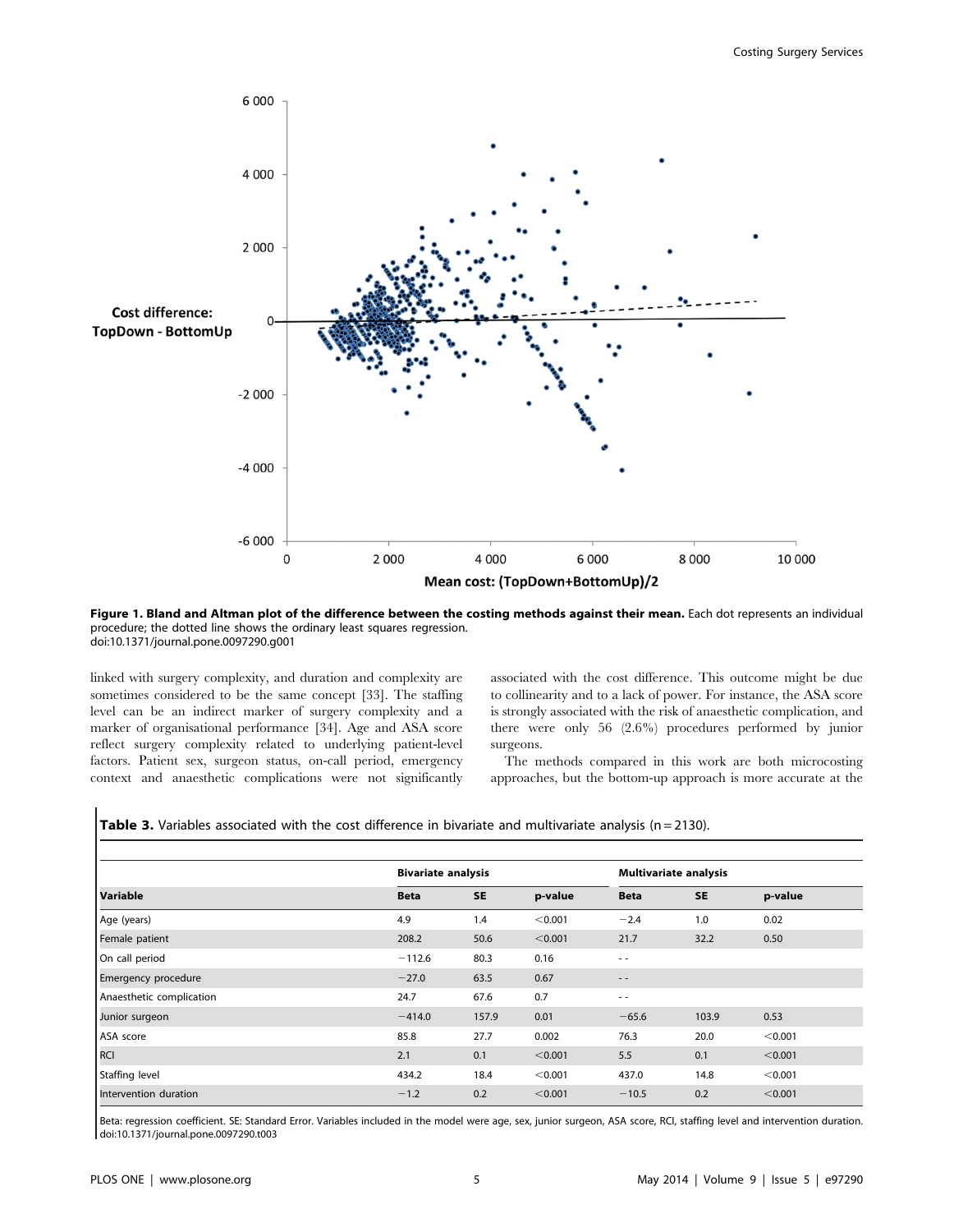Figure 1. Bland and Altman plot of the difference between the costing methods against their mean. Each dot represents an individual procedure; the dotted line shows the ordinary least squares regression.
doi:10.1371/journal.pone.0097290.g001

linked with surgery complexity, and duration and complexity are sometimes considered to be the same concept [33]. The staffing level can be an indirect marker of surgery complexity and a marker of organisational performance [34]. Age and ASA score reflect surgery complexity related to underlying patient-level factors. Patient sex, surgeon status, on-call period, emergency context and anaesthetic complications were not significantly associated with the cost difference. This outcome might be due to collinearity and to a lack of power. For instance, the ASA score is strongly associated with the risk of anaesthetic complication, and there were only 56 (2.6%) procedures performed by junior surgeons.

The methods compared in this work are both microcosting approaches, but the bottom-up approach is more accurate at the

**Table 3.** Variables associated with the cost difference in bivariate and multivariate analysis (n = 2130).

| | Bivariate analysis | | | Multivariate analysis | | |
|---|---|---|---|---|---|---|
| **Variable** | **Beta** | **SE** | **p-value** | **Beta** | **SE** | **p-value** |
| Age (years) | 4.9 | 1.4 | <0.001 | −2.4 | 1.0 | 0.02 |
| Female patient | 208.2 | 50.6 | <0.001 | 21.7 | 32.2 | 0.50 |
| On call period | −112.6 | 80.3 | 0.16 | - - | | |
| Emergency procedure | −27.0 | 63.5 | 0.67 | - - | | |
| Anaesthetic complication | 24.7 | 67.6 | 0.7 | - - | | |
| Junior surgeon | −414.0 | 157.9 | 0.01 | −65.6 | 103.9 | 0.53 |
| ASA score | 85.8 | 27.7 | 0.002 | 76.3 | 20.0 | <0.001 |
| RCI | 2.1 | 0.1 | <0.001 | 5.5 | 0.1 | <0.001 |
| Staffing level | 434.2 | 18.4 | <0.001 | 437.0 | 14.8 | <0.001 |
| Intervention duration | −1.2 | 0.2 | <0.001 | −10.5 | 0.2 | <0.001 |

Beta: regression coefficient. SE: Standard Error. Variables included in the model were age, sex, junior surgeon, ASA score, RCI, staffing level and intervention duration.
doi:10.1371/journal.pone.0097290.t003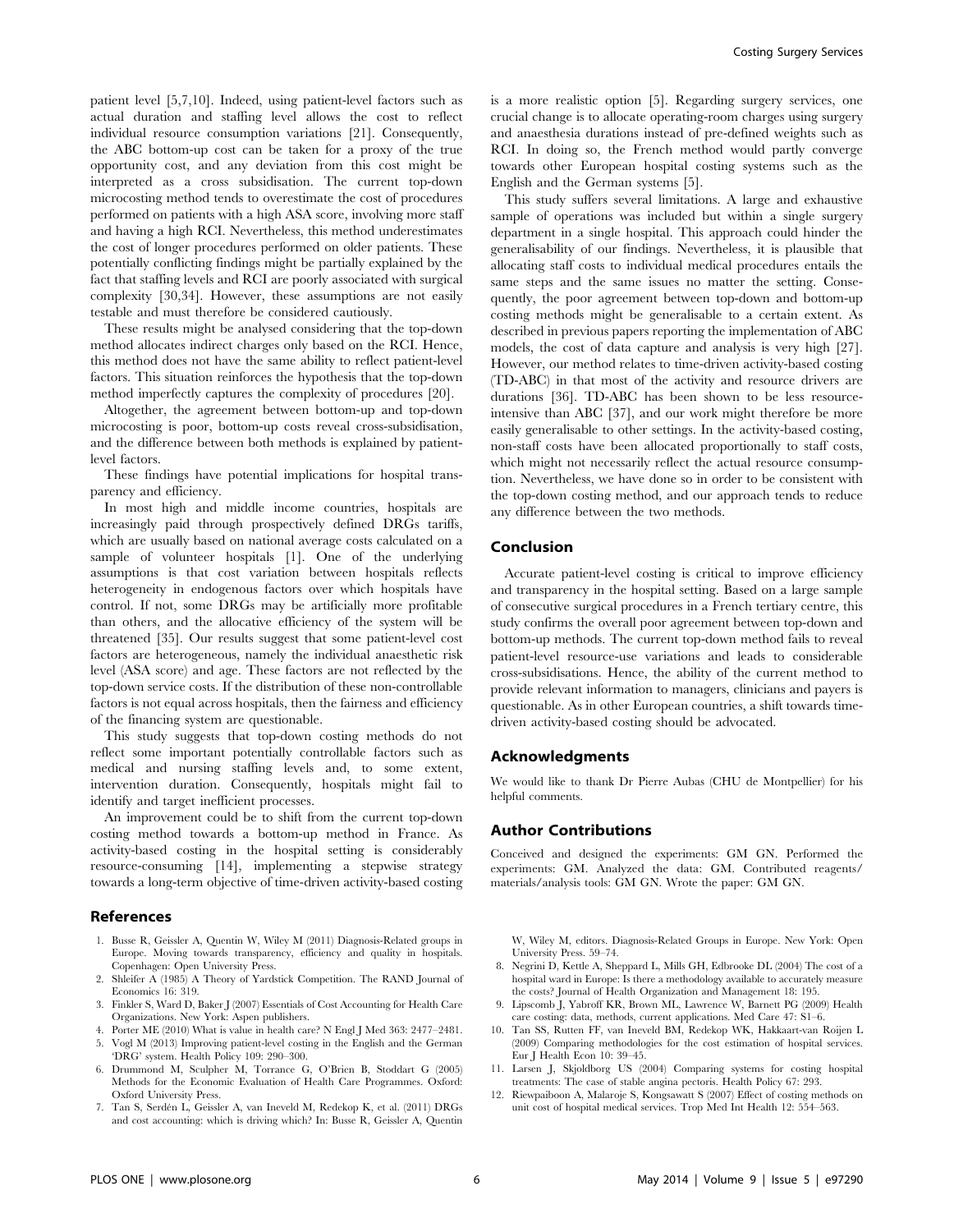patient level [5,7,10]. Indeed, using patient-level factors such as actual duration and staffing level allows the cost to reflect individual resource consumption variations [21]. Consequently, the ABC bottom-up cost can be taken for a proxy of the true opportunity cost, and any deviation from this cost might be interpreted as a cross subsidisation. The current top-down microcosting method tends to overestimate the cost of procedures performed on patients with a high ASA score, involving more staff and having a high RCI. Nevertheless, this method underestimates the cost of longer procedures performed on older patients. These potentially conflicting findings might be partially explained by the fact that staffing levels and RCI are poorly associated with surgical complexity [30,34]. However, these assumptions are not easily testable and must therefore be considered cautiously.

These results might be analysed considering that the top-down method allocates indirect charges only based on the RCI. Hence, this method does not have the same ability to reflect patient-level factors. This situation reinforces the hypothesis that the top-down method imperfectly captures the complexity of procedures [20].

Altogether, the agreement between bottom-up and top-down microcosting is poor, bottom-up costs reveal cross-subsidisation, and the difference between both methods is explained by patient-level factors.

These findings have potential implications for hospital transparency and efficiency.

In most high and middle income countries, hospitals are increasingly paid through prospectively defined DRGs tariffs, which are usually based on national average costs calculated on a sample of volunteer hospitals [1]. One of the underlying assumptions is that cost variation between hospitals reflects heterogeneity in endogenous factors over which hospitals have control. If not, some DRGs may be artificially more profitable than others, and the allocative efficiency of the system will be threatened [35]. Our results suggest that some patient-level cost factors are heterogeneous, namely the individual anaesthetic risk level (ASA score) and age. These factors are not reflected by the top-down service costs. If the distribution of these non-controllable factors is not equal across hospitals, then the fairness and efficiency of the financing system are questionable.

This study suggests that top-down costing methods do not reflect some important potentially controllable factors such as medical and nursing staffing levels and, to some extent, intervention duration. Consequently, hospitals might fail to identify and target inefficient processes.

An improvement could be to shift from the current top-down costing method towards a bottom-up method in France. As activity-based costing in the hospital setting is considerably resource-consuming [14], implementing a stepwise strategy towards a long-term objective of time-driven activity-based costing is a more realistic option [5]. Regarding surgery services, one crucial change is to allocate operating-room charges using surgery and anaesthesia durations instead of pre-defined weights such as RCI. In doing so, the French method would partly converge towards other European hospital costing systems such as the English and the German systems [5].

This study suffers several limitations. A large and exhaustive sample of operations was included but within a single surgery department in a single hospital. This approach could hinder the generalisability of our findings. Nevertheless, it is plausible that allocating staff costs to individual medical procedures entails the same steps and the same issues no matter the setting. Consequently, the poor agreement between top-down and bottom-up costing methods might be generalisable to a certain extent. As described in previous papers reporting the implementation of ABC models, the cost of data capture and analysis is very high [27]. However, our method relates to time-driven activity-based costing (TD-ABC) in that most of the activity and resource drivers are durations [36]. TD-ABC has been shown to be less resource-intensive than ABC [37], and our work might therefore be more easily generalisable to other settings. In the activity-based costing, non-staff costs have been allocated proportionally to staff costs, which might not necessarily reflect the actual resource consumption. Nevertheless, we have done so in order to be consistent with the top-down costing method, and our approach tends to reduce any difference between the two methods.

## Conclusion

Accurate patient-level costing is critical to improve efficiency and transparency in the hospital setting. Based on a large sample of consecutive surgical procedures in a French tertiary centre, this study confirms the overall poor agreement between top-down and bottom-up methods. The current top-down method fails to reveal patient-level resource-use variations and leads to considerable cross-subsidisations. Hence, the ability of the current method to provide relevant information to managers, clinicians and payers is questionable. As in other European countries, a shift towards time-driven activity-based costing should be advocated.

## Acknowledgments

We would like to thank Dr Pierre Aubas (CHU de Montpellier) for his helpful comments.

## Author Contributions

Conceived and designed the experiments: GM GN. Performed the experiments: GM. Analyzed the data: GM. Contributed reagents/materials/analysis tools: GM GN. Wrote the paper: GM GN.

## References

1. Busse R, Geissler A, Quentin W, Wiley M (2011) Diagnosis-Related groups in Europe. Moving towards transparency, efficiency and quality in hospitals. Copenhagen: Open University Press.
2. Shleifer A (1985) A Theory of Yardstick Competition. The RAND Journal of Economics 16: 319.
3. Finkler S, Ward D, Baker J (2007) Essentials of Cost Accounting for Health Care Organizations. New York: Aspen publishers.
4. Porter ME (2010) What is value in health care? N Engl J Med 363: 2477–2481.
5. Vogl M (2013) Improving patient-level costing in the English and the German 'DRG' system. Health Policy 109: 290–300.
6. Drummond M, Sculpher M, Torrance G, O'Brien B, Stoddart G (2005) Methods for the Economic Evaluation of Health Care Programmes. Oxford: Oxford University Press.
7. Tan S, Serdén L, Geissler A, van Ineveld M, Redekop K, et al. (2011) DRGs and cost accounting: which is driving which? In: Busse R, Geissler A, Quentin W, Wiley M, editors. Diagnosis-Related Groups in Europe. New York: Open University Press. 59–74.
8. Negrini D, Kettle A, Sheppard L, Mills GH, Edbrooke DL (2004) The cost of a hospital ward in Europe: Is there a methodology available to accurately measure the costs? Journal of Health Organization and Management 18: 195.
9. Lipscomb J, Yabroff KR, Brown ML, Lawrence W, Barnett PG (2009) Health care costing: data, methods, current applications. Med Care 47: S1–6.
10. Tan SS, Rutten FF, van Ineveld BM, Redekop WK, Hakkaart-van Roijen L (2009) Comparing methodologies for the cost estimation of hospital services. Eur J Health Econ 10: 39–45.
11. Larsen J, Skjoldborg US (2004) Comparing systems for costing hospital treatments: The case of stable angina pectoris. Health Policy 67: 293.
12. Riewpaiboon A, Malaroje S, Kongsawatt S (2007) Effect of costing methods on unit cost of hospital medical services. Trop Med Int Health 12: 554–563.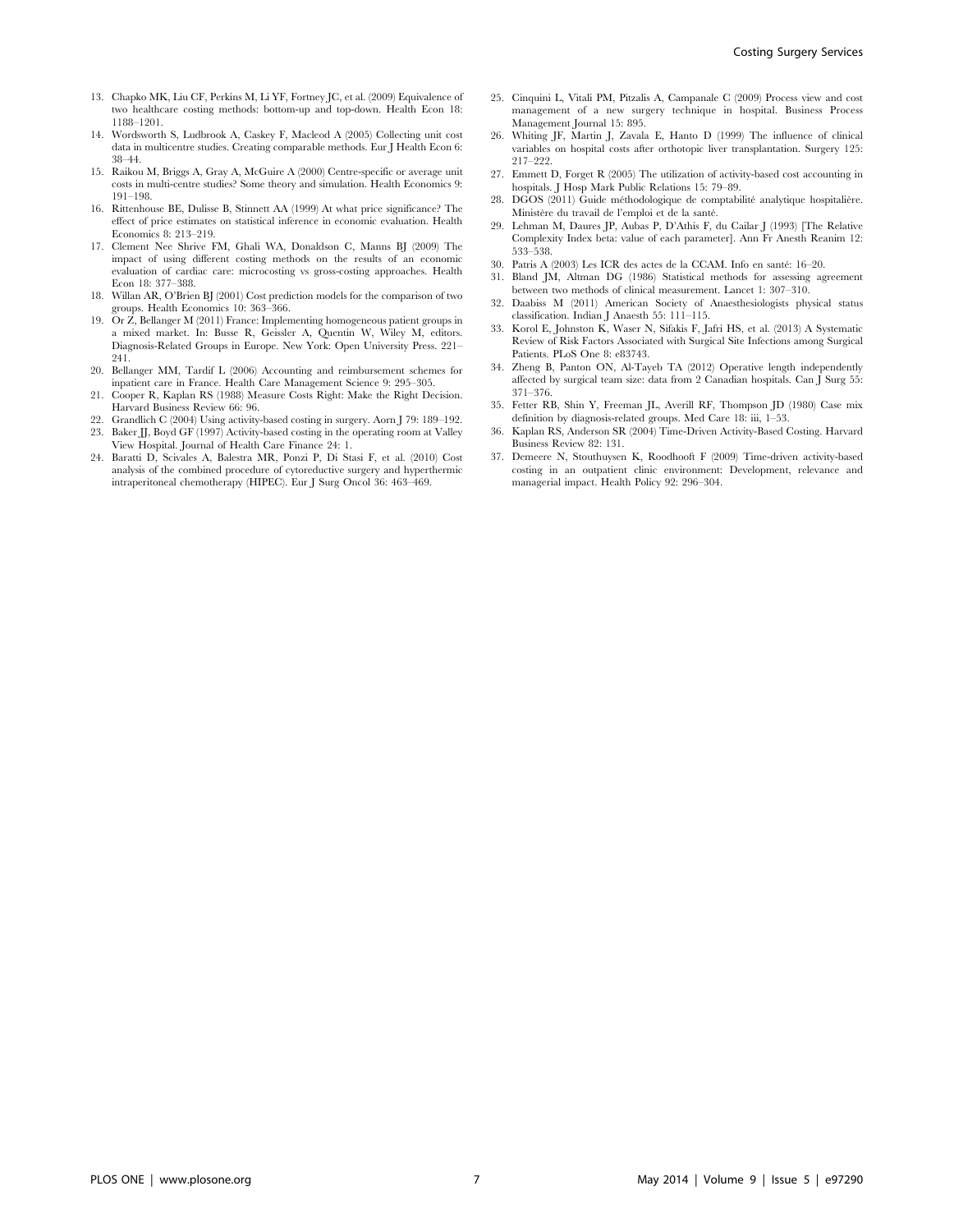13. Chapko MK, Liu CF, Perkins M, Li YF, Fortney JC, et al. (2009) Equivalence of two healthcare costing methods: bottom-up and top-down. Health Econ 18: 1188–1201.
14. Wordsworth S, Ludbrook A, Caskey F, Macleod A (2005) Collecting unit cost data in multicentre studies. Creating comparable methods. Eur J Health Econ 6: 38–44.
15. Raikou M, Briggs A, Gray A, McGuire A (2000) Centre-specific or average unit costs in multi-centre studies? Some theory and simulation. Health Economics 9: 191–198.
16. Rittenhouse BE, Dulisse B, Stinnett AA (1999) At what price significance? The effect of price estimates on statistical inference in economic evaluation. Health Economics 8: 213–219.
17. Clement Nee Shrive FM, Ghali WA, Donaldson C, Manns BJ (2009) The impact of using different costing methods on the results of an economic evaluation of cardiac care: microcosting vs gross-costing approaches. Health Econ 18: 377–388.
18. Willan AR, O'Brien BJ (2001) Cost prediction models for the comparison of two groups. Health Economics 10: 363–366.
19. Or Z, Bellanger M (2011) France: Implementing homogeneous patient groups in a mixed market. In: Busse R, Geissler A, Quentin W, Wiley M, editors. Diagnosis-Related Groups in Europe. New York: Open University Press. 221–241.
20. Bellanger MM, Tardif L (2006) Accounting and reimbursement schemes for inpatient care in France. Health Care Management Science 9: 295–305.
21. Cooper R, Kaplan RS (1988) Measure Costs Right: Make the Right Decision. Harvard Business Review 66: 96.
22. Grandlich C (2004) Using activity-based costing in surgery. Aorn J 79: 189–192.
23. Baker JJ, Boyd GF (1997) Activity-based costing in the operating room at Valley View Hospital. Journal of Health Care Finance 24: 1.
24. Baratti D, Scivales A, Balestra MR, Ponzi P, Di Stasi F, et al. (2010) Cost analysis of the combined procedure of cytoreductive surgery and hyperthermic intraperitoneal chemotherapy (HIPEC). Eur J Surg Oncol 36: 463–469.
25. Cinquini L, Vitali PM, Pitzalis A, Campanale C (2009) Process view and cost management of a new surgery technique in hospital. Business Process Management Journal 15: 895.
26. Whiting JF, Martin J, Zavala E, Hanto D (1999) The influence of clinical variables on hospital costs after orthotopic liver transplantation. Surgery 125: 217–222.
27. Emmett D, Forget R (2005) The utilization of activity-based cost accounting in hospitals. J Hosp Mark Public Relations 15: 79–89.
28. DGOS (2011) Guide méthodologique de comptabilité analytique hospitalière. Ministère du travail de l'emploi et de la santé.
29. Lehman M, Daures JP, Aubas P, D'Athis F, du Cailar J (1993) [The Relative Complexity Index beta: value of each parameter]. Ann Fr Anesth Reanim 12: 533–538.
30. Patris A (2003) Les ICR des actes de la CCAM. Info en santé: 16–20.
31. Bland JM, Altman DG (1986) Statistical methods for assessing agreement between two methods of clinical measurement. Lancet 1: 307–310.
32. Daabiss M (2011) American Society of Anaesthesiologists physical status classification. Indian J Anaesth 55: 111–115.
33. Korol E, Johnston K, Waser N, Sifakis F, Jafri HS, et al. (2013) A Systematic Review of Risk Factors Associated with Surgical Site Infections among Surgical Patients. PLoS One 8: e83743.
34. Zheng B, Panton ON, Al-Tayeb TA (2012) Operative length independently affected by surgical team size: data from 2 Canadian hospitals. Can J Surg 55: 371–376.
35. Fetter RB, Shin Y, Freeman JL, Averill RF, Thompson JD (1980) Case mix definition by diagnosis-related groups. Med Care 18: iii, 1–53.
36. Kaplan RS, Anderson SR (2004) Time-Driven Activity-Based Costing. Harvard Business Review 82: 131.
37. Demeere N, Stouthuysen K, Roodhooft F (2009) Time-driven activity-based costing in an outpatient clinic environment: Development, relevance and managerial impact. Health Policy 92: 296–304.